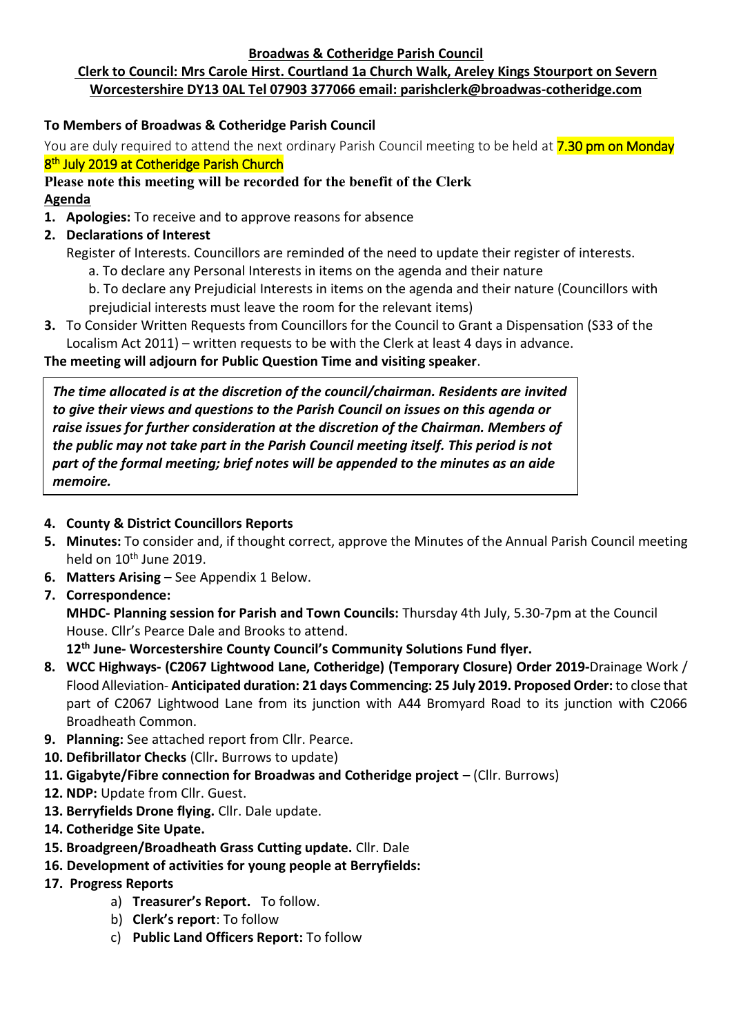**Broadwas & Cotheridge Parish Council**

**Clerk to Council: Mrs Carole Hirst. Courtland 1a Church Walk, Areley Kings Stourport on Severn Worcestershire DY13 0AL Tel 07903 377066 email: parishclerk@broadwas-cotheridge.com**

**To Members of Broadwas & Cotheridge Parish Council**

You are duly required to attend the next ordinary Parish Council meeting to be held at 7.30 pm on Monday 8th July 2019 at Cotheridge Parish Church

**Please note this meeting will be recorded for the benefit of the Clerk**

**Agenda**

1. **Apologies:** To receive and to approve reasons for absence
2. **Declarations of Interest**
   Register of Interests. Councillors are reminded of the need to update their register of interests.
   a. To declare any Personal Interests in items on the agenda and their nature
   b. To declare any Prejudicial Interests in items on the agenda and their nature (Councillors with prejudicial interests must leave the room for the relevant items)
3. To Consider Written Requests from Councillors for the Council to Grant a Dispensation (S33 of the Localism Act 2011) – written requests to be with the Clerk at least 4 days in advance.

**The meeting will adjourn for Public Question Time and visiting speaker**.

> ***The time allocated is at the discretion of the council/chairman. Residents are invited to give their views and questions to the Parish Council on issues on this agenda or raise issues for further consideration at the discretion of the Chairman. Members of the public may not take part in the Parish Council meeting itself. This period is not part of the formal meeting; brief notes will be appended to the minutes as an aide memoire.***

4. **County & District Councillors Reports**
5. **Minutes:** To consider and, if thought correct, approve the Minutes of the Annual Parish Council meeting held on 10th June 2019.
6. **Matters Arising –** See Appendix 1 Below.
7. **Correspondence:**
   **MHDC- Planning session for Parish and Town Councils:** Thursday 4th July, 5.30-7pm at the Council House. Cllr's Pearce Dale and Brooks to attend.
   **12th June- Worcestershire County Council's Community Solutions Fund flyer.**
8. **WCC Highways- (C2067 Lightwood Lane, Cotheridge) (Temporary Closure) Order 2019-**Drainage Work / Flood Alleviation- **Anticipated duration: 21 days Commencing: 25 July 2019. Proposed Order:** to close that part of C2067 Lightwood Lane from its junction with A44 Bromyard Road to its junction with C2066 Broadheath Common.
9. **Planning:** See attached report from Cllr. Pearce.
10. **Defibrillator Checks** (Cllr**.** Burrows to update)
11. **Gigabyte/Fibre connection for Broadwas and Cotheridge project –** (Cllr. Burrows)
12. **NDP:** Update from Cllr. Guest.
13. **Berryfields Drone flying.** Cllr. Dale update.
14. **Cotheridge Site Upate.**
15. **Broadgreen/Broadheath Grass Cutting update.** Cllr. Dale
16. **Development of activities for young people at Berryfields:**
17. **Progress Reports**
    a) **Treasurer's Report.** To follow.
    b) **Clerk's report**: To follow
    c) **Public Land Officers Report:** To follow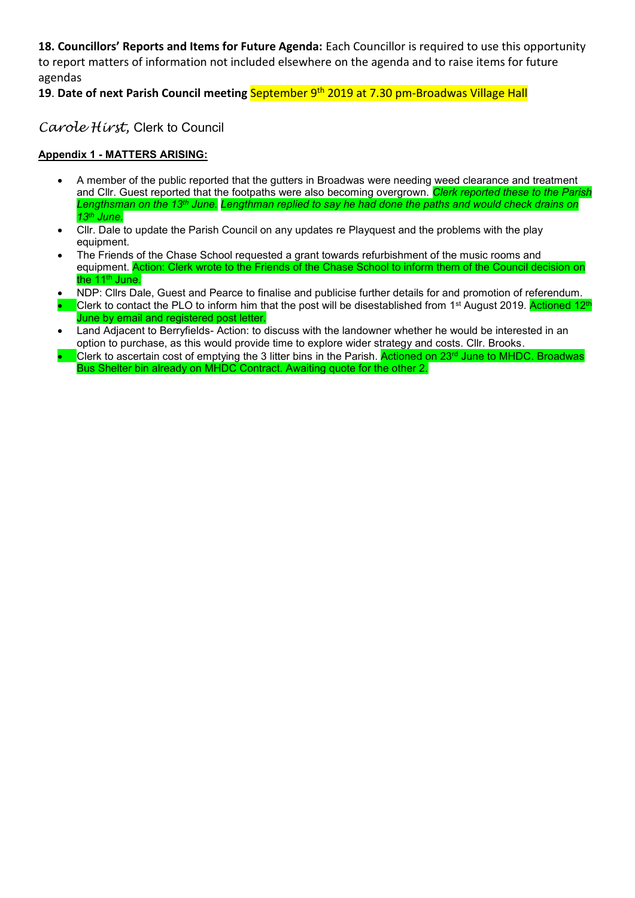**18. Councillors' Reports and Items for Future Agenda:** Each Councillor is required to use this opportunity to report matters of information not included elsewhere on the agenda and to raise items for future agendas

**19**. **Date of next Parish Council meeting** September 9th 2019 at 7.30 pm-Broadwas Village Hall

*Carole Hirst,* Clerk to Council

**Appendix 1 - MATTERS ARISING:**

- A member of the public reported that the gutters in Broadwas were needing weed clearance and treatment and Cllr. Guest reported that the footpaths were also becoming overgrown. *Clerk reported these to the Parish Lengthsman on the 13th June. Lengthman replied to say he had done the paths and would check drains on 13th June.*
- Cllr. Dale to update the Parish Council on any updates re Playquest and the problems with the play equipment.
- The Friends of the Chase School requested a grant towards refurbishment of the music rooms and equipment. Action: Clerk wrote to the Friends of the Chase School to inform them of the Council decision on the 11th June.
- NDP: Cllrs Dale, Guest and Pearce to finalise and publicise further details for and promotion of referendum.
- Clerk to contact the PLO to inform him that the post will be disestablished from 1st August 2019. Actioned 12th June by email and registered post letter.
- Land Adjacent to Berryfields- Action: to discuss with the landowner whether he would be interested in an option to purchase, as this would provide time to explore wider strategy and costs. Cllr. Brooks.
- Clerk to ascertain cost of emptying the 3 litter bins in the Parish. Actioned on 23rd June to MHDC. Broadwas Bus Shelter bin already on MHDC Contract. Awaiting quote for the other 2.